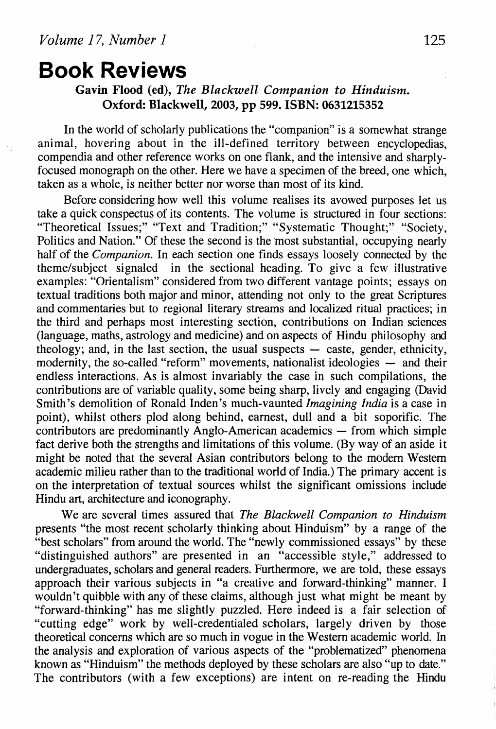# Book Reviews

**Gavin Flood (ed), *The Blackwell Companion to Hinduism*. Oxford: Blackwell, 2003, pp 599. ISBN: 0631215352**

In the world of scholarly publications the "companion" is a somewhat strange animal, hovering about in the ill-defined territory between encyclopedias, compendia and other reference works on one flank, and the intensive and sharply-focused monograph on the other. Here we have a specimen of the breed, one which, taken as a whole, is neither better nor worse than most of its kind.

Before considering how well this volume realises its avowed purposes let us take a quick conspectus of its contents. The volume is structured in four sections: "Theoretical Issues;" "Text and Tradition;" "Systematic Thought;" "Society, Politics and Nation." Of these the second is the most substantial, occupying nearly half of the *Companion*. In each section one finds essays loosely connected by the theme/subject signaled in the sectional heading. To give a few illustrative examples: "Orientalism" considered from two different vantage points; essays on textual traditions both major and minor, attending not only to the great Scriptures and commentaries but to regional literary streams and localized ritual practices; in the third and perhaps most interesting section, contributions on Indian sciences (language, maths, astrology and medicine) and on aspects of Hindu philosophy and theology; and, in the last section, the usual suspects — caste, gender, ethnicity, modernity, the so-called "reform" movements, nationalist ideologies — and their endless interactions. As is almost invariably the case in such compilations, the contributions are of variable quality, some being sharp, lively and engaging (David Smith's demolition of Ronald Inden's much-vaunted *Imagining India* is a case in point), whilst others plod along behind, earnest, dull and a bit soporific. The contributors are predominantly Anglo-American academics — from which simple fact derive both the strengths and limitations of this volume. (By way of an aside it might be noted that the several Asian contributors belong to the modern Western academic milieu rather than to the traditional world of India.) The primary accent is on the interpretation of textual sources whilst the significant omissions include Hindu art, architecture and iconography.

We are several times assured that *The Blackwell Companion to Hinduism* presents "the most recent scholarly thinking about Hinduism" by a range of the "best scholars" from around the world. The "newly commissioned essays" by these "distinguished authors" are presented in an "accessible style," addressed to undergraduates, scholars and general readers. Furthermore, we are told, these essays approach their various subjects in "a creative and forward-thinking" manner. I wouldn't quibble with any of these claims, although just what might be meant by "forward-thinking" has me slightly puzzled. Here indeed is a fair selection of "cutting edge" work by well-credentialed scholars, largely driven by those theoretical concerns which are so much in vogue in the Western academic world. In the analysis and exploration of various aspects of the "problématized" phenomena known as "Hinduism" the methods deployed by these scholars are also "up to date." The contributors (with a few exceptions) are intent on re-reading the Hindu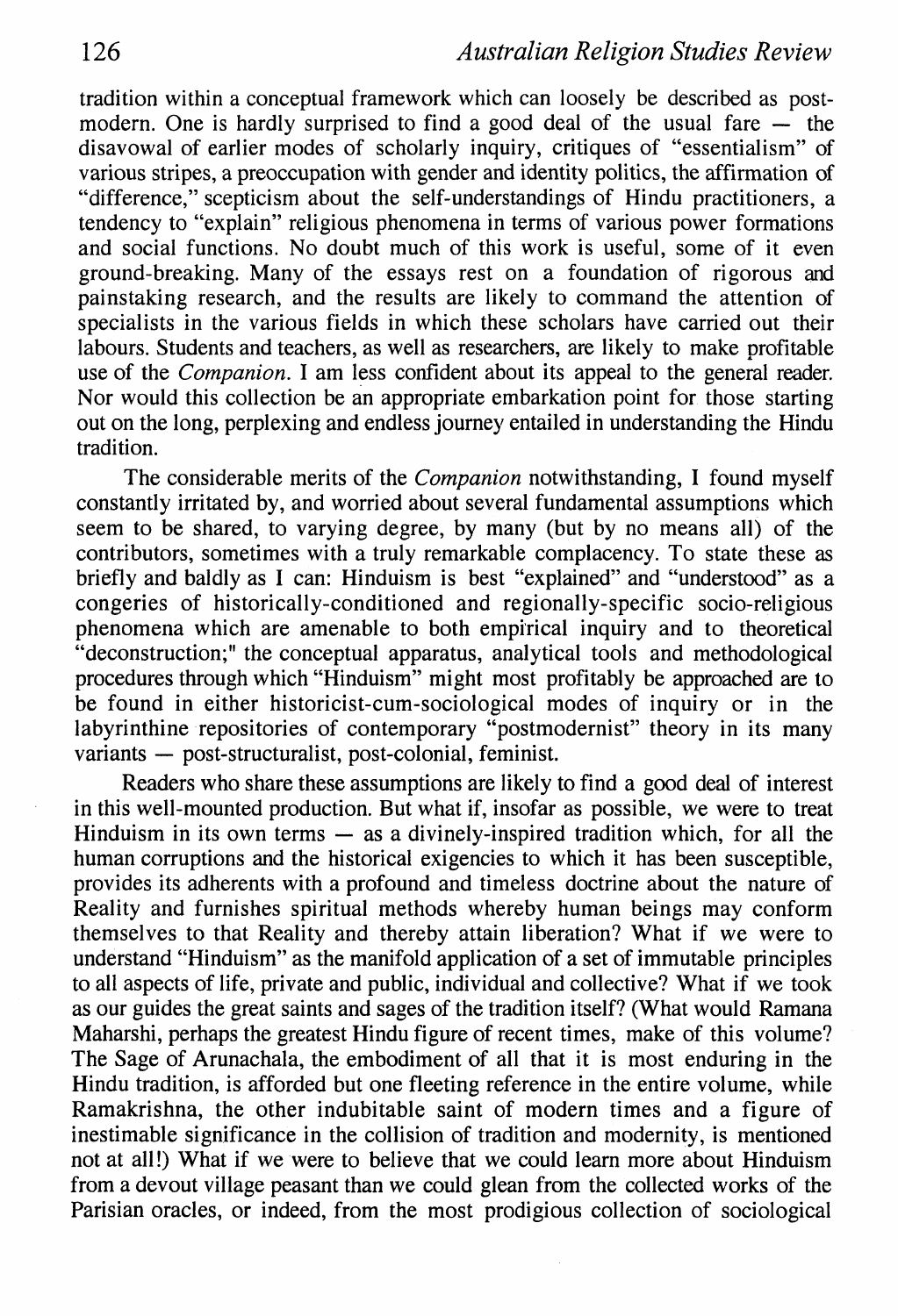tradition within a conceptual framework which can loosely be described as post-modern. One is hardly surprised to find a good deal of the usual fare — the disavowal of earlier modes of scholarly inquiry, critiques of "essentialism" of various stripes, a preoccupation with gender and identity politics, the affirmation of "difference," scepticism about the self-understandings of Hindu practitioners, a tendency to "explain" religious phenomena in terms of various power formations and social functions. No doubt much of this work is useful, some of it even ground-breaking. Many of the essays rest on a foundation of rigorous and painstaking research, and the results are likely to command the attention of specialists in the various fields in which these scholars have carried out their labours. Students and teachers, as well as researchers, are likely to make profitable use of the *Companion*. I am less confident about its appeal to the general reader. Nor would this collection be an appropriate embarkation point for those starting out on the long, perplexing and endless journey entailed in understanding the Hindu tradition.

The considerable merits of the *Companion* notwithstanding, I found myself constantly irritated by, and worried about several fundamental assumptions which seem to be shared, to varying degree, by many (but by no means all) of the contributors, sometimes with a truly remarkable complacency. To state these as briefly and baldly as I can: Hinduism is best "explained" and "understood" as a congeries of historically-conditioned and regionally-specific socio-religious phenomena which are amenable to both empirical inquiry and to theoretical "deconstruction;" the conceptual apparatus, analytical tools and methodological procedures through which "Hinduism" might most profitably be approached are to be found in either historicist-cum-sociological modes of inquiry or in the labyrinthine repositories of contemporary "postmodernist" theory in its many variants — post-structuralist, post-colonial, feminist.

Readers who share these assumptions are likely to find a good deal of interest in this well-mounted production. But what if, insofar as possible, we were to treat Hinduism in its own terms — as a divinely-inspired tradition which, for all the human corruptions and the historical exigencies to which it has been susceptible, provides its adherents with a profound and timeless doctrine about the nature of Reality and furnishes spiritual methods whereby human beings may conform themselves to that Reality and thereby attain liberation? What if we were to understand "Hinduism" as the manifold application of a set of immutable principles to all aspects of life, private and public, individual and collective? What if we took as our guides the great saints and sages of the tradition itself? (What would Ramana Maharshi, perhaps the greatest Hindu figure of recent times, make of this volume? The Sage of Arunachala, the embodiment of all that it is most enduring in the Hindu tradition, is afforded but one fleeting reference in the entire volume, while Ramakrishna, the other indubitable saint of modern times and a figure of inestimable significance in the collision of tradition and modernity, is mentioned not at all!) What if we were to believe that we could learn more about Hinduism from a devout village peasant than we could glean from the collected works of the Parisian oracles, or indeed, from the most prodigious collection of sociological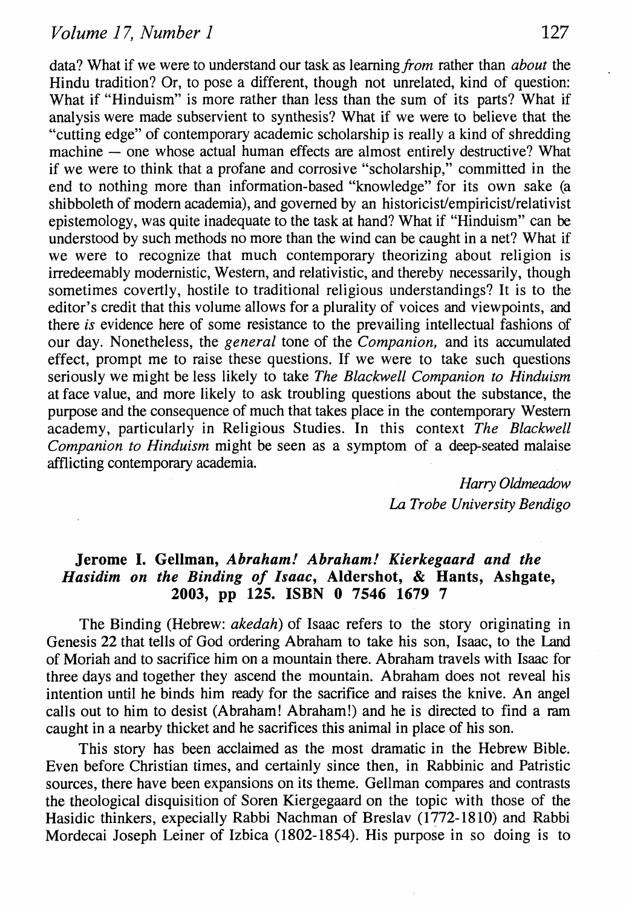data? What if we were to understand our task as learning *from* rather than *about* the Hindu tradition? Or, to pose a different, though not unrelated, kind of question: What if "Hinduism" is more rather than less than the sum of its parts? What if analysis were made subservient to synthesis? What if we were to believe that the "cutting edge" of contemporary academic scholarship is really a kind of shredding machine — one whose actual human effects are almost entirely destructive? What if we were to think that a profane and corrosive "scholarship," committed in the end to nothing more than information-based "knowledge" for its own sake (a shibboleth of modern academia), and governed by an historicist/empiricist/relativist epistemology, was quite inadequate to the task at hand? What if "Hinduism" can be understood by such methods no more than the wind can be caught in a net? What if we were to recognize that much contemporary theorizing about religion is irredeemably modernistic, Western, and relativistic, and thereby necessarily, though sometimes covertly, hostile to traditional religious understandings? It is to the editor's credit that this volume allows for a plurality of voices and viewpoints, and there *is* evidence here of some resistance to the prevailing intellectual fashions of our day. Nonetheless, the *general* tone of the *Companion,* and its accumulated effect, prompt me to raise these questions. If we were to take such questions seriously we might be less likely to take *The Blackwell Companion to Hinduism* at face value, and more likely to ask troubling questions about the substance, the purpose and the consequence of much that takes place in the contemporary Western academy, particularly in Religious Studies. In this context *The Blackwell Companion to Hinduism* might be seen as a symptom of a deep-seated malaise afflicting contemporary academia.

*Harry Oldmeadow*
*La Trobe University Bendigo*

### Jerome I. Gellman, *Abraham! Abraham! Kierkegaard and the Hasidim on the Binding of Isaac*, Aldershot, & Hants, Ashgate, 2003, pp 125. ISBN 0 7546 1679 7

The Binding (Hebrew: *akedah*) of Isaac refers to the story originating in Genesis 22 that tells of God ordering Abraham to take his son, Isaac, to the Land of Moriah and to sacrifice him on a mountain there. Abraham travels with Isaac for three days and together they ascend the mountain. Abraham does not reveal his intention until he binds him ready for the sacrifice and raises the knive. An angel calls out to him to desist (Abraham! Abraham!) and he is directed to find a ram caught in a nearby thicket and he sacrifices this animal in place of his son.

This story has been acclaimed as the most dramatic in the Hebrew Bible. Even before Christian times, and certainly since then, in Rabbinic and Patristic sources, there have been expansions on its theme. Gellman compares and contrasts the theological disquisition of Soren Kiergegaard on the topic with those of the Hasidic thinkers, expecially Rabbi Nachman of Breslav (1772-1810) and Rabbi Mordecai Joseph Leiner of Izbica (1802-1854). His purpose in so doing is to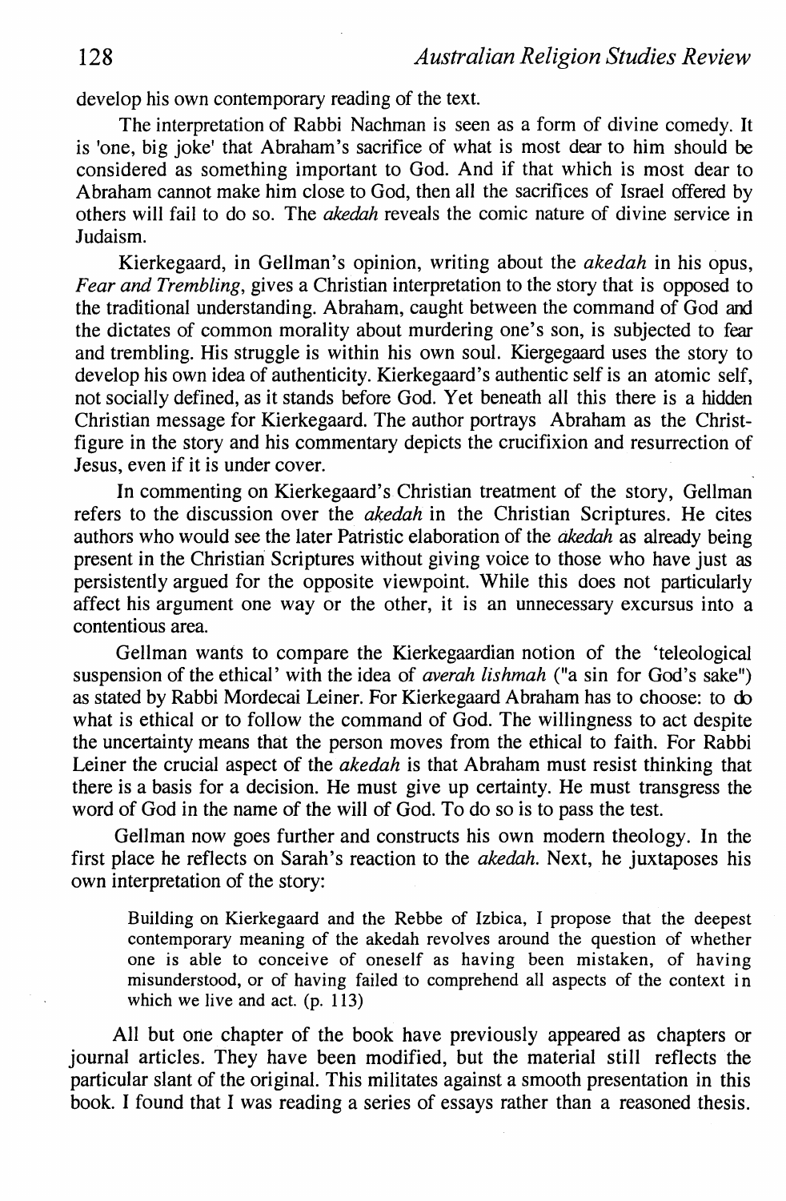develop his own contemporary reading of the text.

The interpretation of Rabbi Nachman is seen as a form of divine comedy. It is 'one, big joke' that Abraham's sacrifice of what is most dear to him should be considered as something important to God. And if that which is most dear to Abraham cannot make him close to God, then all the sacrifices of Israel offered by others will fail to do so. The *akedah* reveals the comic nature of divine service in Judaism.

Kierkegaard, in Gellman's opinion, writing about the *akedah* in his opus, *Fear and Trembling*, gives a Christian interpretation to the story that is opposed to the traditional understanding. Abraham, caught between the command of God and the dictates of common morality about murdering one's son, is subjected to fear and trembling. His struggle is within his own soul. Kiergegaard uses the story to develop his own idea of authenticity. Kierkegaard's authentic self is an atomic self, not socially defined, as it stands before God. Yet beneath all this there is a hidden Christian message for Kierkegaard. The author portrays Abraham as the Christ-figure in the story and his commentary depicts the crucifixion and resurrection of Jesus, even if it is under cover.

In commenting on Kierkegaard's Christian treatment of the story, Gellman refers to the discussion over the *akedah* in the Christian Scriptures. He cites authors who would see the later Patristic elaboration of the *akedah* as already being present in the Christian Scriptures without giving voice to those who have just as persistently argued for the opposite viewpoint. While this does not particularly affect his argument one way or the other, it is an unnecessary excursus into a contentious area.

Gellman wants to compare the Kierkegaardian notion of the 'teleological suspension of the ethical' with the idea of *averah lishmah* ("a sin for God's sake") as stated by Rabbi Mordecai Leiner. For Kierkegaard Abraham has to choose: to do what is ethical or to follow the command of God. The willingness to act despite the uncertainty means that the person moves from the ethical to faith. For Rabbi Leiner the crucial aspect of the *akedah* is that Abraham must resist thinking that there is a basis for a decision. He must give up certainty. He must transgress the word of God in the name of the will of God. To do so is to pass the test.

Gellman now goes further and constructs his own modern theology. In the first place he reflects on Sarah's reaction to the *akedah*. Next, he juxtaposes his own interpretation of the story:

> Building on Kierkegaard and the Rebbe of Izbica, I propose that the deepest contemporary meaning of the akedah revolves around the question of whether one is able to conceive of oneself as having been mistaken, of having misunderstood, or of having failed to comprehend all aspects of the context in which we live and act. (p. 113)

All but one chapter of the book have previously appeared as chapters or journal articles. They have been modified, but the material still reflects the particular slant of the original. This militates against a smooth presentation in this book. I found that I was reading a series of essays rather than a reasoned thesis.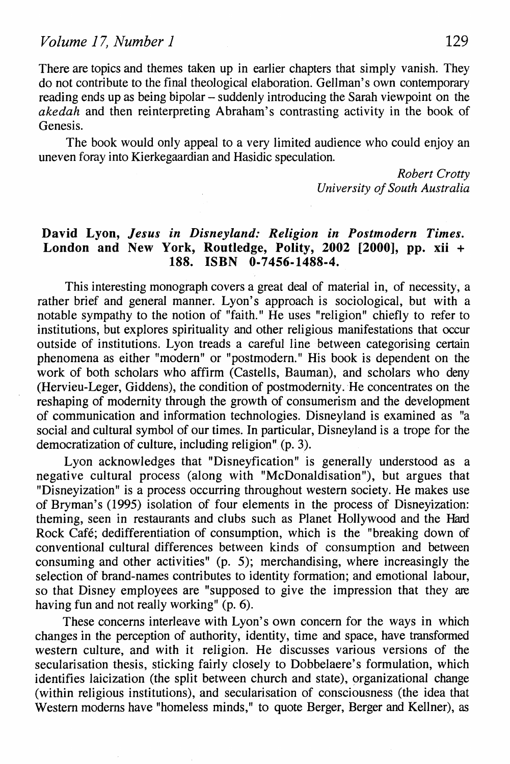There are topics and themes taken up in earlier chapters that simply vanish. They do not contribute to the final theological elaboration. Gellman's own contemporary reading ends up as being bipolar – suddenly introducing the Sarah viewpoint on the *akedah* and then reinterpreting Abraham's contrasting activity in the book of Genesis.

The book would only appeal to a very limited audience who could enjoy an uneven foray into Kierkegaardian and Hasidic speculation.

*Robert Crotty*
*University of South Australia*

**David Lyon, *Jesus in Disneyland: Religion in Postmodern Times.* London and New York, Routledge, Polity, 2002 [2000], pp. xii + 188. ISBN 0-7456-1488-4.**

This interesting monograph covers a great deal of material in, of necessity, a rather brief and general manner. Lyon's approach is sociological, but with a notable sympathy to the notion of "faith." He uses "religion" chiefly to refer to institutions, but explores spirituality and other religious manifestations that occur outside of institutions. Lyon treads a careful line between categorising certain phenomena as either "modern" or "postmodern." His book is dependent on the work of both scholars who affirm (Castells, Bauman), and scholars who deny (Hervieu-Leger, Giddens), the condition of postmodernity. He concentrates on the reshaping of modernity through the growth of consumerism and the development of communication and information technologies. Disneyland is examined as "a social and cultural symbol of our times. In particular, Disneyland is a trope for the democratization of culture, including religion" (p. 3).

Lyon acknowledges that "Disneyfication" is generally understood as a negative cultural process (along with "McDonaldisation"), but argues that "Disneyization" is a process occurring throughout western society. He makes use of Bryman's (1995) isolation of four elements in the process of Disneyization: theming, seen in restaurants and clubs such as Planet Hollywood and the Hard Rock Café; dedifferentiation of consumption, which is the "breaking down of conventional cultural differences between kinds of consumption and between consuming and other activities" (p. 5); merchandising, where increasingly the selection of brand-names contributes to identity formation; and emotional labour, so that Disney employees are "supposed to give the impression that they are having fun and not really working" (p. 6).

These concerns interleave with Lyon's own concern for the ways in which changes in the perception of authority, identity, time and space, have transformed western culture, and with it religion. He discusses various versions of the secularisation thesis, sticking fairly closely to Dobbelaere's formulation, which identifies laicization (the split between church and state), organizational change (within religious institutions), and secularisation of consciousness (the idea that Western moderns have "homeless minds," to quote Berger, Berger and Kellner), as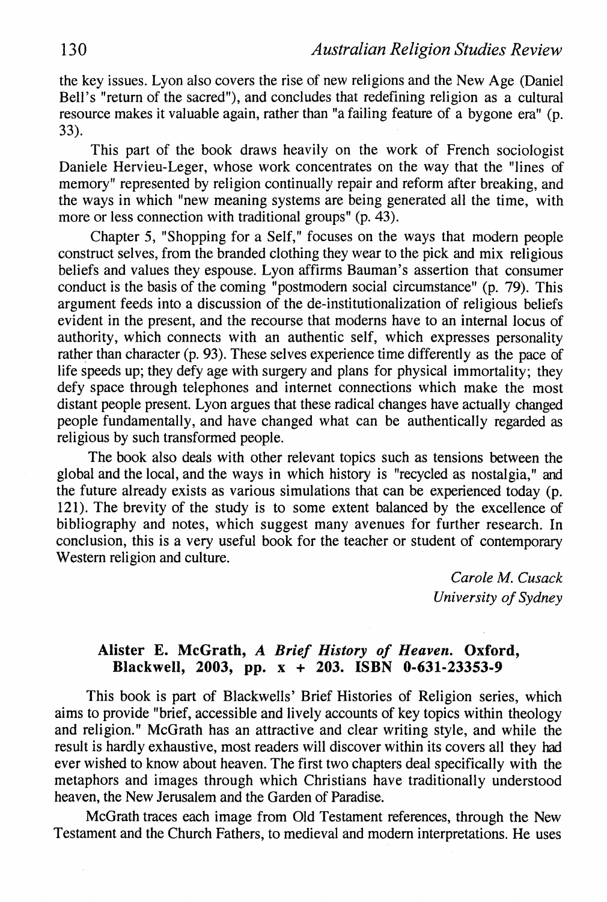the key issues. Lyon also covers the rise of new religions and the New Age (Daniel Bell's "return of the sacred"), and concludes that redefining religion as a cultural resource makes it valuable again, rather than "a failing feature of a bygone era" (p. 33).

This part of the book draws heavily on the work of French sociologist Daniele Hervieu-Leger, whose work concentrates on the way that the "lines of memory" represented by religion continually repair and reform after breaking, and the ways in which "new meaning systems are being generated all the time, with more or less connection with traditional groups" (p. 43).

Chapter 5, "Shopping for a Self," focuses on the ways that modern people construct selves, from the branded clothing they wear to the pick and mix religious beliefs and values they espouse. Lyon affirms Bauman's assertion that consumer conduct is the basis of the coming "postmodern social circumstance" (p. 79). This argument feeds into a discussion of the de-institutionalization of religious beliefs evident in the present, and the recourse that moderns have to an internal locus of authority, which connects with an authentic self, which expresses personality rather than character (p. 93). These selves experience time differently as the pace of life speeds up; they defy age with surgery and plans for physical immortality; they defy space through telephones and internet connections which make the most distant people present. Lyon argues that these radical changes have actually changed people fundamentally, and have changed what can be authentically regarded as religious by such transformed people.

The book also deals with other relevant topics such as tensions between the global and the local, and the ways in which history is "recycled as nostalgia," and the future already exists as various simulations that can be experienced today (p. 121). The brevity of the study is to some extent balanced by the excellence of bibliography and notes, which suggest many avenues for further research. In conclusion, this is a very useful book for the teacher or student of contemporary Western religion and culture.

*Carole M. Cusack*
*University of Sydney*

## Alister E. McGrath, *A Brief History of Heaven.* Oxford, Blackwell, 2003, pp. x + 203. ISBN 0-631-23353-9

This book is part of Blackwells' Brief Histories of Religion series, which aims to provide "brief, accessible and lively accounts of key topics within theology and religion." McGrath has an attractive and clear writing style, and while the result is hardly exhaustive, most readers will discover within its covers all they had ever wished to know about heaven. The first two chapters deal specifically with the metaphors and images through which Christians have traditionally understood heaven, the New Jerusalem and the Garden of Paradise.

McGrath traces each image from Old Testament references, through the New Testament and the Church Fathers, to medieval and modern interpretations. He uses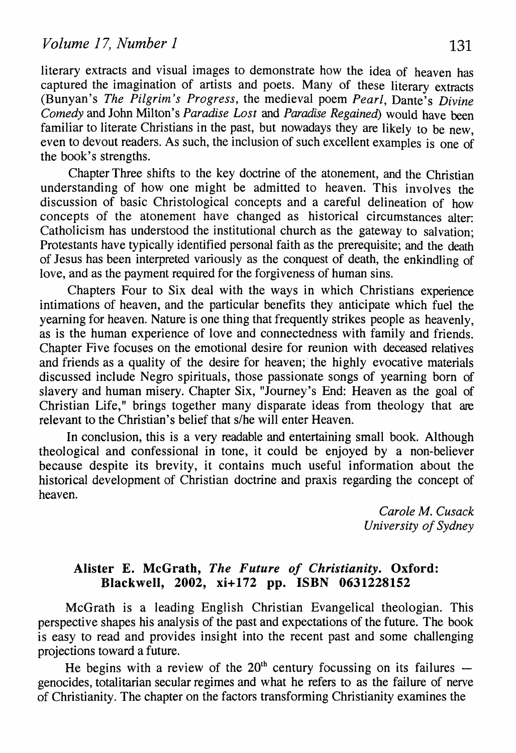literary extracts and visual images to demonstrate how the idea of heaven has captured the imagination of artists and poets. Many of these literary extracts (Bunyan's *The Pilgrim's Progress*, the medieval poem *Pearl*, Dante's *Divine Comedy* and John Milton's *Paradise Lost* and *Paradise Regained*) would have been familiar to literate Christians in the past, but nowadays they are likely to be new, even to devout readers. As such, the inclusion of such excellent examples is one of the book's strengths.

Chapter Three shifts to the key doctrine of the atonement, and the Christian understanding of how one might be admitted to heaven. This involves the discussion of basic Christological concepts and a careful delineation of how concepts of the atonement have changed as historical circumstances alter: Catholicism has understood the institutional church as the gateway to salvation; Protestants have typically identified personal faith as the prerequisite; and the death of Jesus has been interpreted variously as the conquest of death, the enkindling of love, and as the payment required for the forgiveness of human sins.

Chapters Four to Six deal with the ways in which Christians experience intimations of heaven, and the particular benefits they anticipate which fuel the yearning for heaven. Nature is one thing that frequently strikes people as heavenly, as is the human experience of love and connectedness with family and friends. Chapter Five focuses on the emotional desire for reunion with deceased relatives and friends as a quality of the desire for heaven; the highly evocative materials discussed include Negro spirituals, those passionate songs of yearning born of slavery and human misery. Chapter Six, "Journey's End: Heaven as the goal of Christian Life," brings together many disparate ideas from theology that are relevant to the Christian's belief that s/he will enter Heaven.

In conclusion, this is a very readable and entertaining small book. Although theological and confessional in tone, it could be enjoyed by a non-believer because despite its brevity, it contains much useful information about the historical development of Christian doctrine and praxis regarding the concept of heaven.

*Carole M. Cusack*
*University of Sydney*

### Alister E. McGrath, *The Future of Christianity*. Oxford: Blackwell, 2002, xi+172 pp. ISBN 0631228152

McGrath is a leading English Christian Evangelical theologian. This perspective shapes his analysis of the past and expectations of the future. The book is easy to read and provides insight into the recent past and some challenging projections toward a future.

He begins with a review of the 20th century focussing on its failures — genocides, totalitarian secular regimes and what he refers to as the failure of nerve of Christianity. The chapter on the factors transforming Christianity examines the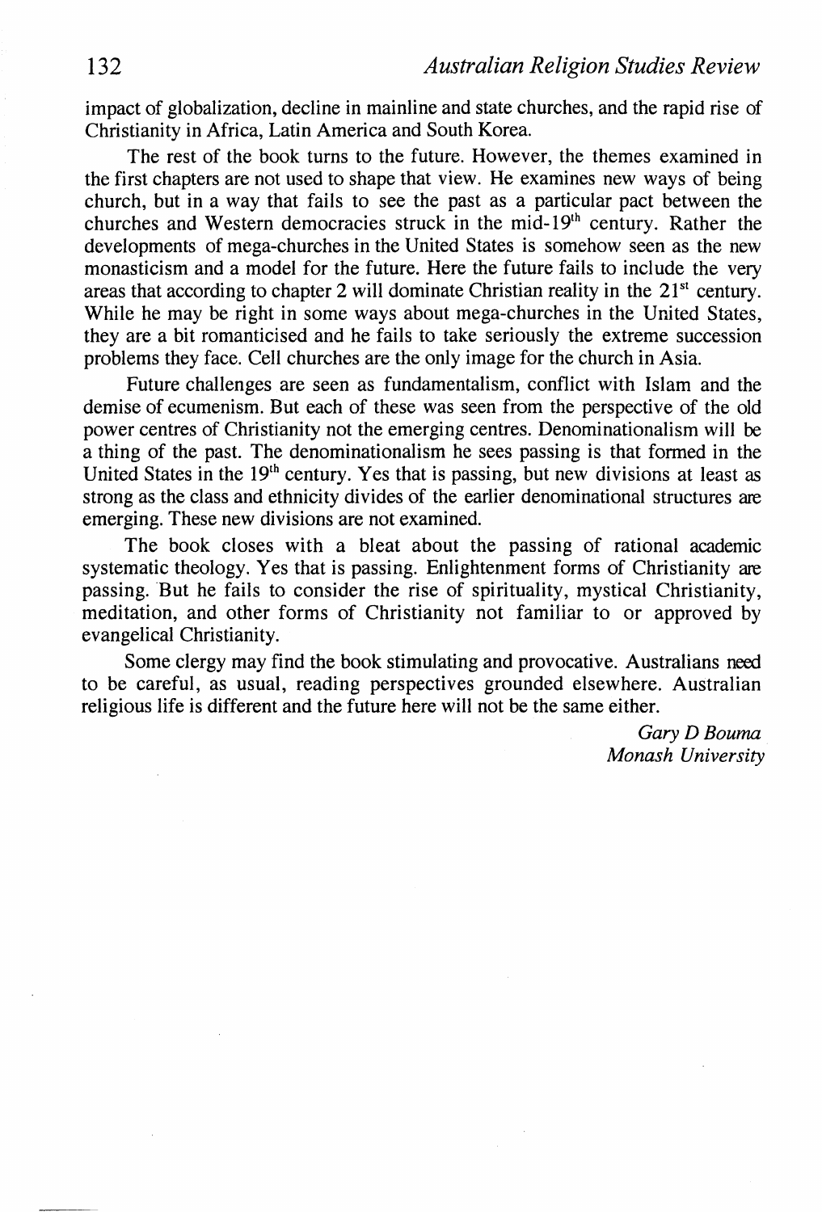impact of globalization, decline in mainline and state churches, and the rapid rise of Christianity in Africa, Latin America and South Korea.

The rest of the book turns to the future. However, the themes examined in the first chapters are not used to shape that view. He examines new ways of being church, but in a way that fails to see the past as a particular pact between the churches and Western democracies struck in the mid-19th century. Rather the developments of mega-churches in the United States is somehow seen as the new monasticism and a model for the future. Here the future fails to include the very areas that according to chapter 2 will dominate Christian reality in the 21st century. While he may be right in some ways about mega-churches in the United States, they are a bit romanticised and he fails to take seriously the extreme succession problems they face. Cell churches are the only image for the church in Asia.

Future challenges are seen as fundamentalism, conflict with Islam and the demise of ecumenism. But each of these was seen from the perspective of the old power centres of Christianity not the emerging centres. Denominationalism will be a thing of the past. The denominationalism he sees passing is that formed in the United States in the 19th century. Yes that is passing, but new divisions at least as strong as the class and ethnicity divides of the earlier denominational structures are emerging. These new divisions are not examined.

The book closes with a bleat about the passing of rational academic systematic theology. Yes that is passing. Enlightenment forms of Christianity are passing. But he fails to consider the rise of spirituality, mystical Christianity, meditation, and other forms of Christianity not familiar to or approved by evangelical Christianity.

Some clergy may find the book stimulating and provocative. Australians need to be careful, as usual, reading perspectives grounded elsewhere. Australian religious life is different and the future here will not be the same either.

*Gary D Bouma*
*Monash University*